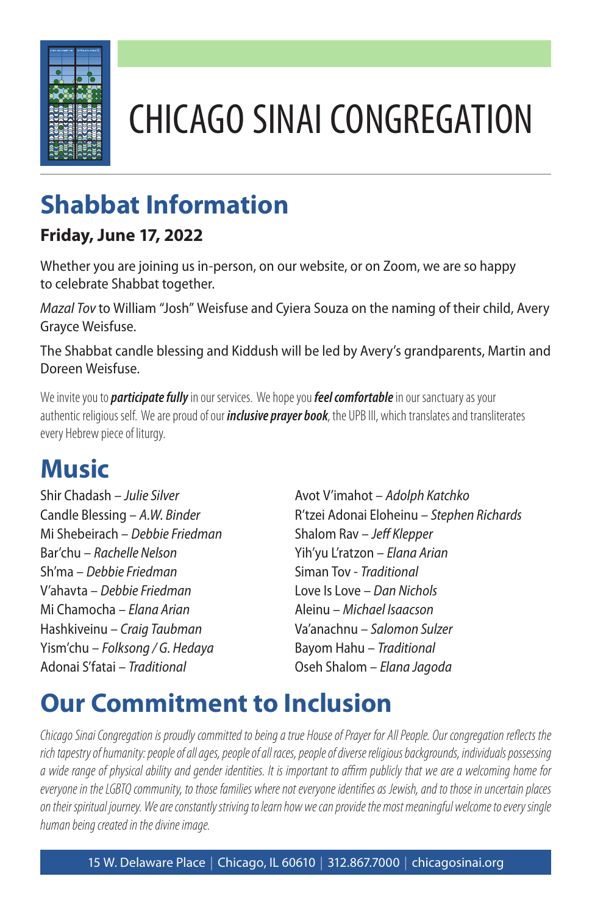# CHICAGO SINAI CONGREGATION

## Shabbat Information

### Friday, June 17, 2022

Whether you are joining us in-person, on our website, or on Zoom, we are so happy to celebrate Shabbat together.

*Mazal Tov* to William "Josh" Weisfuse and Cyiera Souza on the naming of their child, Avery Grayce Weisfuse.

The Shabbat candle blessing and Kiddush will be led by Avery's grandparents, Martin and Doreen Weisfuse.

We invite you to ***participate fully*** in our services. We hope you ***feel comfortable*** in our sanctuary as your authentic religious self. We are proud of our ***inclusive prayer book***, the UPB III, which translates and transliterates every Hebrew piece of liturgy.

## Music

Shir Chadash – *Julie Silver*
Candle Blessing – *A.W. Binder*
Mi Shebeirach – *Debbie Friedman*
Bar'chu – *Rachelle Nelson*
Sh'ma – *Debbie Friedman*
V'ahavta – *Debbie Friedman*
Mi Chamocha – *Elana Arian*
Hashkiveinu – *Craig Taubman*
Yism'chu – *Folksong / G. Hedaya*
Adonai S'fatai – *Traditional*
Avot V'imahot – *Adolph Katchko*
R'tzei Adonai Eloheinu – *Stephen Richards*
Shalom Rav – *Jeff Klepper*
Yih'yu L'ratzon – *Elana Arian*
Siman Tov - *Traditional*
Love Is Love – *Dan Nichols*
Aleinu – *Michael Isaacson*
Va'anachnu – *Salomon Sulzer*
Bayom Hahu – *Traditional*
Oseh Shalom – *Elana Jagoda*

## Our Commitment to Inclusion

*Chicago Sinai Congregation is proudly committed to being a true House of Prayer for All People. Our congregation reflects the rich tapestry of humanity: people of all ages, people of all races, people of diverse religious backgrounds, individuals possessing a wide range of physical ability and gender identities. It is important to affirm publicly that we are a welcoming home for everyone in the LGBTQ community, to those families where not everyone identifies as Jewish, and to those in uncertain places on their spiritual journey. We are constantly striving to learn how we can provide the most meaningful welcome to every single human being created in the divine image.*

15 W. Delaware Place | Chicago, IL 60610 | 312.867.7000 | chicagosinai.org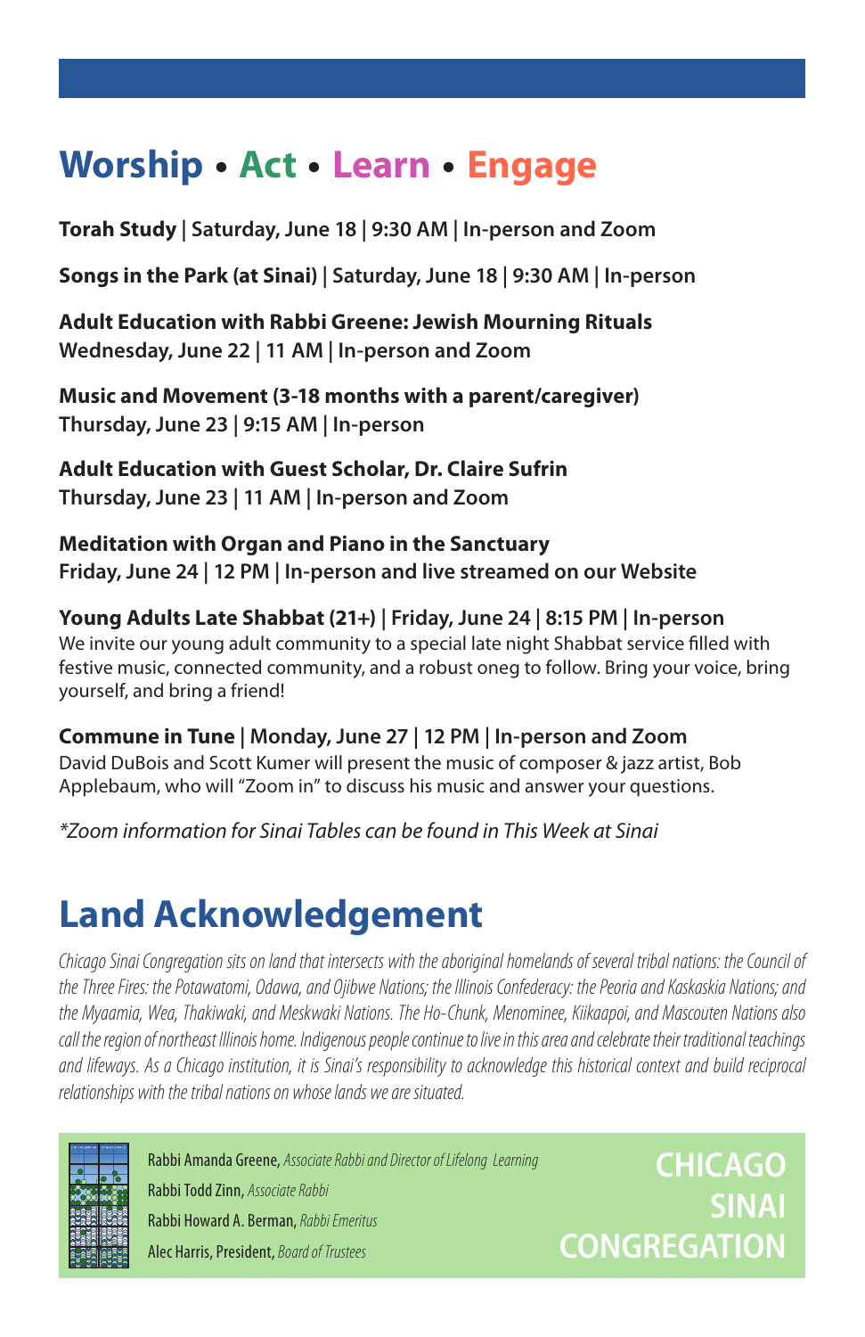# Worship • Act • Learn • Engage

**Torah Study** | Saturday, June 18 | 9:30 AM | In-person and Zoom

**Songs in the Park (at Sinai)** | Saturday, June 18 | 9:30 AM | In-person

**Adult Education with Rabbi Greene: Jewish Mourning Rituals**
Wednesday, June 22 | 11 AM | In-person and Zoom

**Music and Movement (3-18 months with a parent/caregiver)**
Thursday, June 23 | 9:15 AM | In-person

**Adult Education with Guest Scholar, Dr. Claire Sufrin**
Thursday, June 23 | 11 AM | In-person and Zoom

**Meditation with Organ and Piano in the Sanctuary**
Friday, June 24 | 12 PM | In-person and live streamed on our Website

**Young Adults Late Shabbat (21+)** | Friday, June 24 | 8:15 PM | In-person
We invite our young adult community to a special late night Shabbat service filled with festive music, connected community, and a robust oneg to follow. Bring your voice, bring yourself, and bring a friend!

**Commune in Tune** | Monday, June 27 | 12 PM | In-person and Zoom
David DuBois and Scott Kumer will present the music of composer & jazz artist, Bob Applebaum, who will "Zoom in" to discuss his music and answer your questions.

*\*Zoom information for Sinai Tables can be found in This Week at Sinai*

# Land Acknowledgement

*Chicago Sinai Congregation sits on land that intersects with the aboriginal homelands of several tribal nations: the Council of the Three Fires: the Potawatomi, Odawa, and Ojibwe Nations; the Illinois Confederacy: the Peoria and Kaskaskia Nations; and the Myaamia, Wea, Thakiwaki, and Meskwaki Nations. The Ho-Chunk, Menominee, Kiikaapoi, and Mascouten Nations also call the region of northeast Illinois home. Indigenous people continue to live in this area and celebrate their traditional teachings and lifeways. As a Chicago institution, it is Sinai's responsibility to acknowledge this historical context and build reciprocal relationships with the tribal nations on whose lands we are situated.*

Rabbi Amanda Greene, *Associate Rabbi and Director of Lifelong Learning*
Rabbi Todd Zinn, *Associate Rabbi*
Rabbi Howard A. Berman, *Rabbi Emeritus*
Alec Harris, President, *Board of Trustees*

**CHICAGO SINAI CONGREGATION**